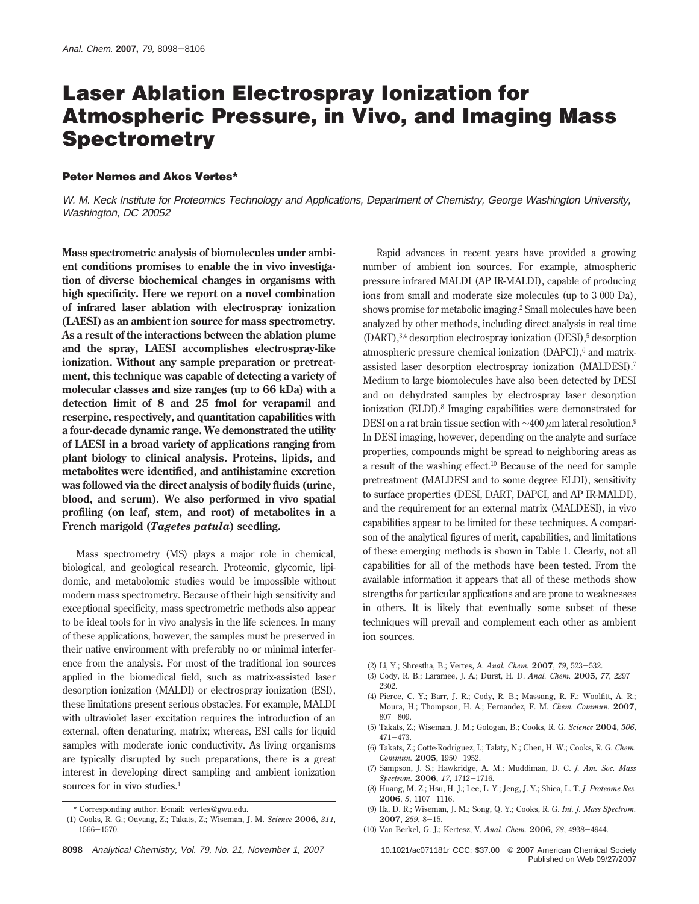# Laser Ablation Electrospray Ionization for Atmospheric Pressure, in Vivo, and Imaging Mass Spectrometry

**Peter Nemes and Akos Vertes***

*W. M. Keck Institute for Proteomics Technology and Applications, Department of Chemistry, George Washington University, Washington, DC 20052*

**Mass spectrometric analysis of biomolecules under ambient conditions promises to enable the in vivo investigation of diverse biochemical changes in organisms with high specificity. Here we report on a novel combination of infrared laser ablation with electrospray ionization (LAESI) as an ambient ion source for mass spectrometry. As a result of the interactions between the ablation plume and the spray, LAESI accomplishes electrospray-like ionization. Without any sample preparation or pretreatment, this technique was capable of detecting a variety of molecular classes and size ranges (up to 66 kDa) with a detection limit of 8 and 25 fmol for verapamil and reserpine, respectively, and quantitation capabilities with a four-decade dynamic range. We demonstrated the utility of LAESI in a broad variety of applications ranging from plant biology to clinical analysis. Proteins, lipids, and metabolites were identified, and antihistamine excretion was followed via the direct analysis of bodily fluids (urine, blood, and serum). We also performed in vivo spatial profiling (on leaf, stem, and root) of metabolites in a French marigold (*Tagetes patula*) seedling.**

Mass spectrometry (MS) plays a major role in chemical, biological, and geological research. Proteomic, glycomic, lipidomic, and metabolomic studies would be impossible without modern mass spectrometry. Because of their high sensitivity and exceptional specificity, mass spectrometric methods also appear to be ideal tools for in vivo analysis in the life sciences. In many of these applications, however, the samples must be preserved in their native environment with preferably no or minimal interference from the analysis. For most of the traditional ion sources applied in the biomedical field, such as matrix-assisted laser desorption ionization (MALDI) or electrospray ionization (ESI), these limitations present serious obstacles. For example, MALDI with ultraviolet laser excitation requires the introduction of an external, often denaturing, matrix; whereas, ESI calls for liquid samples with moderate ionic conductivity. As living organisms are typically disrupted by such preparations, there is a great interest in developing direct sampling and ambient ionization sources for in vivo studies.[1]

Rapid advances in recent years have provided a growing number of ambient ion sources. For example, atmospheric pressure infrared MALDI (AP IR-MALDI), capable of producing ions from small and moderate size molecules (up to 3 000 Da), shows promise for metabolic imaging.[2] Small molecules have been analyzed by other methods, including direct analysis in real time (DART),[3,4] desorption electrospray ionization (DESI),[5] desorption atmospheric pressure chemical ionization (DAPCI),[6] and matrix-assisted laser desorption electrospray ionization (MALDESI).[7] Medium to large biomolecules have also been detected by DESI and on dehydrated samples by electrospray laser desorption ionization (ELDI).[8] Imaging capabilities were demonstrated for DESI on a rat brain tissue section with ~400 $\mu$m lateral resolution.[9] In DESI imaging, however, depending on the analyte and surface properties, compounds might be spread to neighboring areas as a result of the washing effect.[10] Because of the need for sample pretreatment (MALDESI and to some degree ELDI), sensitivity to surface properties (DESI, DART, DAPCI, and AP IR-MALDI), and the requirement for an external matrix (MALDESI), in vivo capabilities appear to be limited for these techniques. A comparison of the analytical figures of merit, capabilities, and limitations of these emerging methods is shown in Table 1. Clearly, not all capabilities for all of the methods have been tested. From the available information it appears that all of these methods show strengths for particular applications and are prone to weaknesses in others. It is likely that eventually some subset of these techniques will prevail and complement each other as ambient ion sources.

\* Corresponding author. E-mail: vertes@gwu.edu.

(1) Cooks, R. G.; Ouyang, Z.; Takats, Z.; Wiseman, J. M. *Science* **2006**, *311*, 1566–1570.

(2) Li, Y.; Shrestha, B.; Vertes, A. *Anal. Chem.* **2007**, *79*, 523–532.

(3) Cody, R. B.; Laramee, J. A.; Durst, H. D. *Anal. Chem.* **2005**, *77*, 2297–2302.

(4) Pierce, C. Y.; Barr, J. R.; Cody, R. B.; Massung, R. F.; Woolfitt, A. R.; Moura, H.; Thompson, H. A.; Fernandez, F. M. *Chem. Commun.* **2007**, 807–809.

(5) Takats, Z.; Wiseman, J. M.; Gologan, B.; Cooks, R. G. *Science* **2004**, *306*, 471–473.

(6) Takats, Z.; Cotte-Rodriguez, I.; Talaty, N.; Chen, H. W.; Cooks, R. G. *Chem. Commun.* **2005**, 1950–1952.

(7) Sampson, J. S.; Hawkridge, A. M.; Muddiman, D. C. *J. Am. Soc. Mass Spectrom.* **2006**, *17*, 1712–1716.

(8) Huang, M. Z.; Hsu, H. J.; Lee, L. Y.; Jeng, J. Y.; Shiea, L. T. *J. Proteome Res.* **2006**, *5*, 1107–1116.

(9) Ifa, D. R.; Wiseman, J. M.; Song, Q. Y.; Cooks, R. G. *Int. J. Mass Spectrom.* **2007**, *259*, 8–15.

(10) Van Berkel, G. J.; Kertesz, V. *Anal. Chem.* **2006**, *78*, 4938–4944.

10.1021/ac071181r CCC: $37.00 © 2007 American Chemical Society
Published on Web 09/27/2007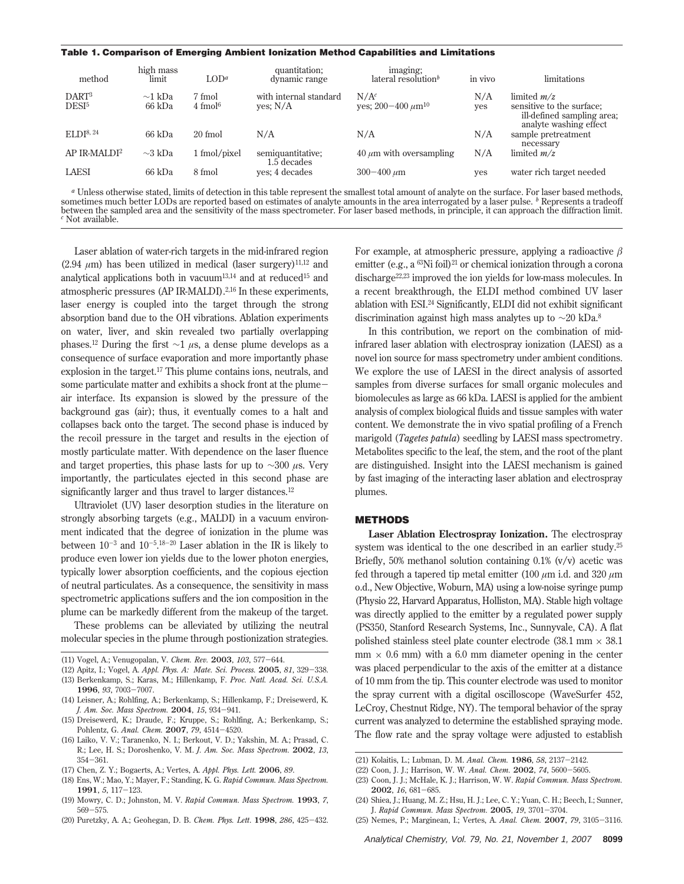**Table 1. Comparison of Emerging Ambient Ionization Method Capabilities and Limitations**

| method | high mass limit | LOD[a] | quantitation; dynamic range | imaging; lateral resolution[b] | in vivo | limitations |
|---|---|---|---|---|---|---|
| DART[3] | ∼1 kDa | 7 fmol | with internal standard | N/A[c] | N/A | limited $m/z$ |
| DESI[5] | 66 kDa | 4 fmol[6] | yes; N/A | yes; 200−400 $\mu$m[10] | yes | sensitive to the surface; ill-defined sampling area; analyte washing effect |
| ELDI[8, 24] | 66 kDa | 20 fmol | N/A | N/A | N/A | sample pretreatment necessary |
| AP IR-MALDI[2] | ∼3 kDa | 1 fmol/pixel | semiquantitative; 1.5 decades | 40 $\mu$m with oversampling | N/A | limited $m/z$ |
| LAESI | 66 kDa | 8 fmol | yes; 4 decades | 300−400 $\mu$m | yes | water rich target needed |

[a] Unless otherwise stated, limits of detection in this table represent the smallest total amount of analyte on the surface. For laser based methods, sometimes much better LODs are reported based on estimates of analyte amounts in the area interrogated by a laser pulse. [b] Represents a tradeoff between the sampled area and the sensitivity of the mass spectrometer. For laser based methods, in principle, it can approach the diffraction limit. [c] Not available.

Laser ablation of water-rich targets in the mid-infrared region (2.94 $\mu$m) has been utilized in medical (laser surgery)[11,12] and analytical applications both in vacuum[13,14] and at reduced[15] and atmospheric pressures (AP IR-MALDI).[2,16] In these experiments, laser energy is coupled into the target through the strong absorption band due to the OH vibrations. Ablation experiments on water, liver, and skin revealed two partially overlapping phases.[12] During the first ∼1 $\mu$s, a dense plume develops as a consequence of surface evaporation and more importantly phase explosion in the target.[17] This plume contains ions, neutrals, and some particulate matter and exhibits a shock front at the plume−air interface. Its expansion is slowed by the pressure of the background gas (air); thus, it eventually comes to a halt and collapses back onto the target. The second phase is induced by the recoil pressure in the target and results in the ejection of mostly particulate matter. With dependence on the laser fluence and target properties, this phase lasts for up to ∼300 $\mu$s. Very importantly, the particulates ejected in this second phase are significantly larger and thus travel to larger distances.[12]

Ultraviolet (UV) laser desorption studies in the literature on strongly absorbing targets (e.g., MALDI) in a vacuum environment indicated that the degree of ionization in the plume was between $10^{-3}$ and $10^{-5}$.[18−20] Laser ablation in the IR is likely to produce even lower ion yields due to the lower photon energies, typically lower absorption coefficients, and the copious ejection of neutral particulates. As a consequence, the sensitivity in mass spectrometric applications suffers and the ion composition in the plume can be markedly different from the makeup of the target.

These problems can be alleviated by utilizing the neutral molecular species in the plume through postionization strategies. For example, at atmospheric pressure, applying a radioactive $\beta$ emitter (e.g., a $^{63}$Ni foil)[21] or chemical ionization through a corona discharge[22,23] improved the ion yields for low-mass molecules. In a recent breakthrough, the ELDI method combined UV laser ablation with ESI.[24] Significantly, ELDI did not exhibit significant discrimination against high mass analytes up to ∼20 kDa.[8]

In this contribution, we report on the combination of mid-infrared laser ablation with electrospray ionization (LAESI) as a novel ion source for mass spectrometry under ambient conditions. We explore the use of LAESI in the direct analysis of assorted samples from diverse surfaces for small organic molecules and biomolecules as large as 66 kDa. LAESI is applied for the ambient analysis of complex biological fluids and tissue samples with water content. We demonstrate the in vivo spatial profiling of a French marigold (*Tagetes patula*) seedling by LAESI mass spectrometry. Metabolites specific to the leaf, the stem, and the root of the plant are distinguished. Insight into the LAESI mechanism is gained by fast imaging of the interacting laser ablation and electrospray plumes.

## METHODS

**Laser Ablation Electrospray Ionization.** The electrospray system was identical to the one described in an earlier study.[25] Briefly, 50% methanol solution containing 0.1% (v/v) acetic was fed through a tapered tip metal emitter (100 $\mu$m i.d. and 320 $\mu$m o.d., New Objective, Woburn, MA) using a low-noise syringe pump (Physio 22, Harvard Apparatus, Holliston, MA). Stable high voltage was directly applied to the emitter by a regulated power supply (PS350, Stanford Research Systems, Inc., Sunnyvale, CA). A flat polished stainless steel plate counter electrode (38.1 mm × 38.1 mm × 0.6 mm) with a 6.0 mm diameter opening in the center was placed perpendicular to the axis of the emitter at a distance of 10 mm from the tip. This counter electrode was used to monitor the spray current with a digital oscilloscope (WaveSurfer 452, LeCroy, Chestnut Ridge, NY). The temporal behavior of the spray current was analyzed to determine the established spraying mode. The flow rate and the spray voltage were adjusted to establish

(11) Vogel, A.; Venugopalan, V. *Chem. Rev.* **2003**, *103*, 577−644.
(12) Apitz, I.; Vogel, A. *Appl. Phys. A: Mate. Sci. Process.* **2005**, *81*, 329−338.
(13) Berkenkamp, S.; Karas, M.; Hillenkamp, F. *Proc. Natl. Acad. Sci. U.S.A.* **1996**, *93*, 7003−7007.
(14) Leisner, A.; Rohlfing, A.; Berkenkamp, S.; Hillenkamp, F.; Dreisewerd, K. *J. Am. Soc. Mass Spectrom.* **2004**, *15*, 934−941.
(15) Dreisewerd, K.; Draude, F.; Kruppe, S.; Rohlfing, A.; Berkenkamp, S.; Pohlentz, G. *Anal. Chem.* **2007**, *79*, 4514−4520.
(16) Laiko, V. V.; Taranenko, N. I.; Berkout, V. D.; Yakshin, M. A.; Prasad, C. R.; Lee, H. S.; Doroshenko, V. M. *J. Am. Soc. Mass Spectrom.* **2002**, *13*, 354−361.
(17) Chen, Z. Y.; Bogaerts, A.; Vertes, A. *Appl. Phys. Lett.* **2006**, *89*.
(18) Ens, W.; Mao, Y.; Mayer, F.; Standing, K. G. *Rapid Commun. Mass Spectrom.* **1991**, *5*, 117−123.
(19) Mowry, C. D.; Johnston, M. V. *Rapid Commun. Mass Spectrom.* **1993**, *7*, 569−575.
(20) Puretzky, A. A.; Geohegan, D. B. *Chem. Phys. Lett.* **1998**, *286*, 425−432.
(21) Kolaitis, L.; Lubman, D. M. *Anal. Chem.* **1986**, *58*, 2137−2142.
(22) Coon, J. J.; Harrison, W. W. *Anal. Chem.* **2002**, *74*, 5600−5605.
(23) Coon, J. J.; McHale, K. J.; Harrison, W. W. *Rapid Commun. Mass Spectrom.* **2002**, *16*, 681−685.
(24) Shiea, J.; Huang, M. Z.; Hsu, H. J.; Lee, C. Y.; Yuan, C. H.; Beech, I.; Sunner, J. *Rapid Commun. Mass Spectrom.* **2005**, *19*, 3701−3704.
(25) Nemes, P.; Marginean, I.; Vertes, A. *Anal. Chem.* **2007**, *79*, 3105−3116.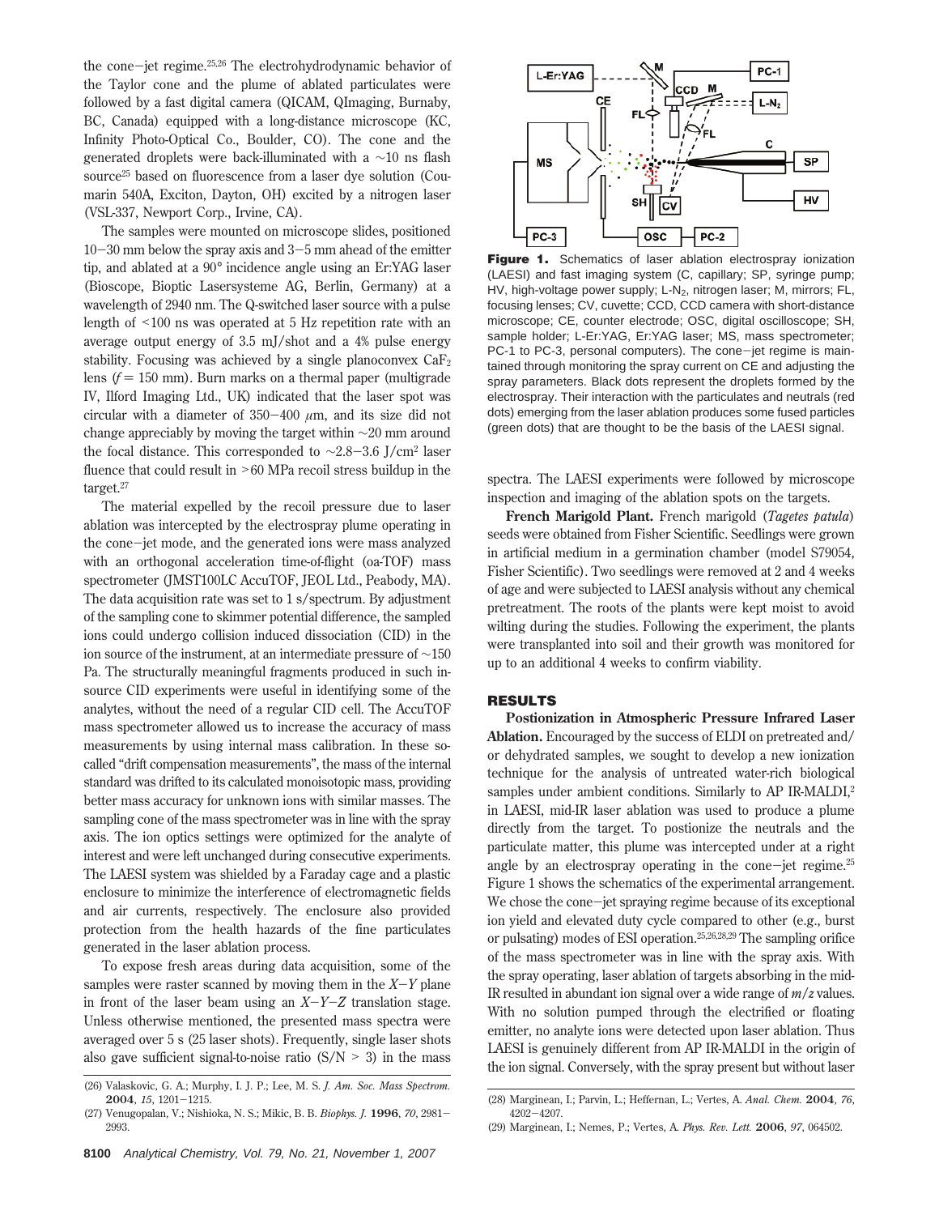the cone–jet regime.[25,26] The electrohydrodynamic behavior of the Taylor cone and the plume of ablated particulates were followed by a fast digital camera (QICAM, QImaging, Burnaby, BC, Canada) equipped with a long-distance microscope (KC, Infinity Photo-Optical Co., Boulder, CO). The cone and the generated droplets were back-illuminated with a ~10 ns flash source[25] based on fluorescence from a laser dye solution (Coumarin 540A, Exciton, Dayton, OH) excited by a nitrogen laser (VSL-337, Newport Corp., Irvine, CA).

The samples were mounted on microscope slides, positioned 10–30 mm below the spray axis and 3–5 mm ahead of the emitter tip, and ablated at a 90° incidence angle using an Er:YAG laser (Bioscope, Bioptic Lasersysteme AG, Berlin, Germany) at a wavelength of 2940 nm. The Q-switched laser source with a pulse length of <100 ns was operated at 5 Hz repetition rate with an average output energy of 3.5 mJ/shot and a 4% pulse energy stability. Focusing was achieved by a single planoconvex $CaF_2$ lens ($f$ = 150 mm). Burn marks on a thermal paper (multigrade IV, Ilford Imaging Ltd., UK) indicated that the laser spot was circular with a diameter of 350–400 $\mu$m, and its size did not change appreciably by moving the target within ~20 mm around the focal distance. This corresponded to ~2.8–3.6 J/cm$^2$ laser fluence that could result in >60 MPa recoil stress buildup in the target.[27]

The material expelled by the recoil pressure due to laser ablation was intercepted by the electrospray plume operating in the cone–jet mode, and the generated ions were mass analyzed with an orthogonal acceleration time-of-flight (oa-TOF) mass spectrometer (JMST100LC AccuTOF, JEOL Ltd., Peabody, MA). The data acquisition rate was set to 1 s/spectrum. By adjustment of the sampling cone to skimmer potential difference, the sampled ions could undergo collision induced dissociation (CID) in the ion source of the instrument, at an intermediate pressure of ~150 Pa. The structurally meaningful fragments produced in such in-source CID experiments were useful in identifying some of the analytes, without the need of a regular CID cell. The AccuTOF mass spectrometer allowed us to increase the accuracy of mass measurements by using internal mass calibration. In these so-called "drift compensation measurements", the mass of the internal standard was drifted to its calculated monoisotopic mass, providing better mass accuracy for unknown ions with similar masses. The sampling cone of the mass spectrometer was in line with the spray axis. The ion optics settings were optimized for the analyte of interest and were left unchanged during consecutive experiments. The LAESI system was shielded by a Faraday cage and a plastic enclosure to minimize the interference of electromagnetic fields and air currents, respectively. The enclosure also provided protection from the health hazards of the fine particulates generated in the laser ablation process.

To expose fresh areas during data acquisition, some of the samples were raster scanned by moving them in the $X$–$Y$ plane in front of the laser beam using an $X$–$Y$–$Z$ translation stage. Unless otherwise mentioned, the presented mass spectra were averaged over 5 s (25 laser shots). Frequently, single laser shots also gave sufficient signal-to-noise ratio (S/N > 3) in the mass spectra. The LAESI experiments were followed by microscope inspection and imaging of the ablation spots on the targets.

**Figure 1.** Schematics of laser ablation electrospray ionization (LAESI) and fast imaging system (C, capillary; SP, syringe pump; HV, high-voltage power supply; L-$N_2$, nitrogen laser; M, mirrors; FL, focusing lenses; CV, cuvette; CCD, CCD camera with short-distance microscope; CE, counter electrode; OSC, digital oscilloscope; SH, sample holder; L-Er:YAG, Er:YAG laser; MS, mass spectrometer; PC-1 to PC-3, personal computers). The cone–jet regime is maintained through monitoring the spray current on CE and adjusting the spray parameters. Black dots represent the droplets formed by the electrospray. Their interaction with the particulates and neutrals (red dots) emerging from the laser ablation produces some fused particles (green dots) that are thought to be the basis of the LAESI signal.

**French Marigold Plant.** French marigold (*Tagetes patula*) seeds were obtained from Fisher Scientific. Seedlings were grown in artificial medium in a germination chamber (model S79054, Fisher Scientific). Two seedlings were removed at 2 and 4 weeks of age and were subjected to LAESI analysis without any chemical pretreatment. The roots of the plants were kept moist to avoid wilting during the studies. Following the experiment, the plants were transplanted into soil and their growth was monitored for up to an additional 4 weeks to confirm viability.

## RESULTS

**Postionization in Atmospheric Pressure Infrared Laser Ablation.** Encouraged by the success of ELDI on pretreated and/or dehydrated samples, we sought to develop a new ionization technique for the analysis of untreated water-rich biological samples under ambient conditions. Similarly to AP IR-MALDI,[2] in LAESI, mid-IR laser ablation was used to produce a plume directly from the target. To postionize the neutrals and the particulate matter, this plume was intercepted under at a right angle by an electrospray operating in the cone–jet regime.[25] Figure 1 shows the schematics of the experimental arrangement. We chose the cone–jet spraying regime because of its exceptional ion yield and elevated duty cycle compared to other (e.g., burst or pulsating) modes of ESI operation.[25,26,28,29] The sampling orifice of the mass spectrometer was in line with the spray axis. With the spray operating, laser ablation of targets absorbing in the mid-IR resulted in abundant ion signal over a wide range of $m/z$ values. With no solution pumped through the electrified or floating emitter, no analyte ions were detected upon laser ablation. Thus LAESI is genuinely different from AP IR-MALDI in the origin of the ion signal. Conversely, with the spray present but without laser

(26) Valaskovic, G. A.; Murphy, I. J. P.; Lee, M. S. *J. Am. Soc. Mass Spectrom.* **2004**, *15*, 1201–1215.

(27) Venugopalan, V.; Nishioka, N. S.; Mikic, B. B. *Biophys. J.* **1996**, *70*, 2981–2993.

(28) Marginean, I.; Parvin, L.; Heffernan, L.; Vertes, A. *Anal. Chem.* **2004**, *76*, 4202–4207.

(29) Marginean, I.; Nemes, P.; Vertes, A. *Phys. Rev. Lett.* **2006**, *97*, 064502.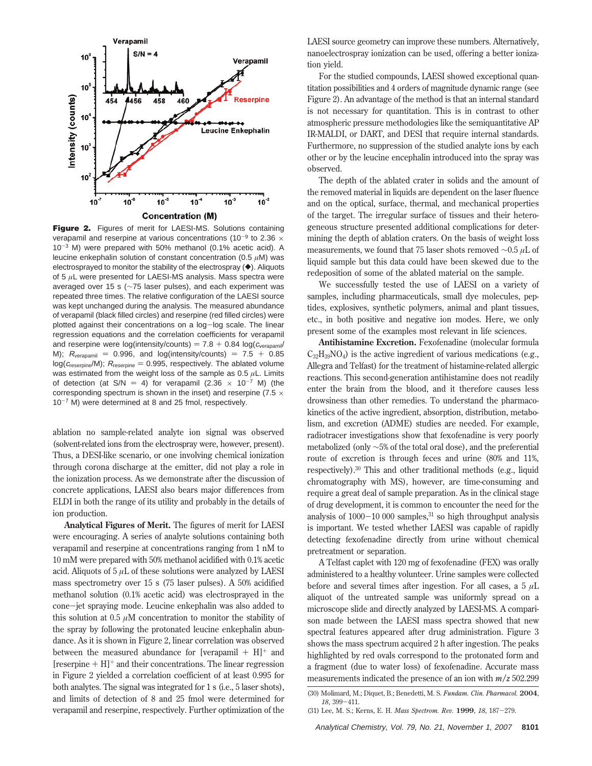**Figure 2.** Figures of merit for LAESI-MS. Solutions containing verapamil and reserpine at various concentrations ($10^{-9}$ to $2.36 \times 10^{-3}$ M) were prepared with 50% methanol (0.1% acetic acid). A leucine enkephalin solution of constant concentration (0.5 $\mu$M) was electrosprayed to monitor the stability of the electrospray (◆). Aliquots of 5 $\mu$L were presented for LAESI-MS analysis. Mass spectra were averaged over 15 s (~75 laser pulses), and each experiment was repeated three times. The relative configuration of the LAESI source was kept unchanged during the analysis. The measured abundance of verapamil (black filled circles) and reserpine (red filled circles) were plotted against their concentrations on a log–log scale. The linear regression equations and the correlation coefficients for verapamil and reserpine were log(intensity/counts) = 7.8 + 0.84 log($c_{verapamil}$/M); $R_{verapamil}$ = 0.996, and log(intensity/counts) = 7.5 + 0.85 log($c_{reserpine}$/M); $R_{reserpine}$ = 0.995, respectively. The ablated volume was estimated from the weight loss of the sample as 0.5 $\mu$L. Limits of detection (at S/N = 4) for verapamil ($2.36 \times 10^{-7}$ M) (the corresponding spectrum is shown in the inset) and reserpine ($7.5 \times 10^{-7}$ M) were determined at 8 and 25 fmol, respectively.

ablation no sample-related analyte ion signal was observed (solvent-related ions from the electrospray were, however, present). Thus, a DESI-like scenario, or one involving chemical ionization through corona discharge at the emitter, did not play a role in the ionization process. As we demonstrate after the discussion of concrete applications, LAESI also bears major differences from ELDI in both the range of its utility and probably in the details of ion production.

**Analytical Figures of Merit.** The figures of merit for LAESI were encouraging. A series of analyte solutions containing both verapamil and reserpine at concentrations ranging from 1 nM to 10 mM were prepared with 50% methanol acidified with 0.1% acetic acid. Aliquots of 5 $\mu$L of these solutions were analyzed by LAESI mass spectrometry over 15 s (75 laser pulses). A 50% acidified methanol solution (0.1% acetic acid) was electrosprayed in the cone–jet spraying mode. Leucine enkephalin was also added to this solution at 0.5 $\mu$M concentration to monitor the stability of the spray by following the protonated leucine enkephalin abundance. As it is shown in Figure 2, linear correlation was observed between the measured abundance for $[\text{verapamil} + H]^+$ and $[\text{reserpine} + H]^+$ and their concentrations. The linear regression in Figure 2 yielded a correlation coefficient of at least 0.995 for both analytes. The signal was integrated for 1 s (i.e., 5 laser shots), and limits of detection of 8 and 25 fmol were determined for verapamil and reserpine, respectively. Further optimization of the LAESI source geometry can improve these numbers. Alternatively, nanoelectrospray ionization can be used, offering a better ionization yield.

For the studied compounds, LAESI showed exceptional quantitation possibilities and 4 orders of magnitude dynamic range (see Figure 2). An advantage of the method is that an internal standard is not necessary for quantitation. This is in contrast to other atmospheric pressure methodologies like the semiquantitative AP IR-MALDI, or DART, and DESI that require internal standards. Furthermore, no suppression of the studied analyte ions by each other or by the leucine encephalin introduced into the spray was observed.

The depth of the ablated crater in solids and the amount of the removed material in liquids are dependent on the laser fluence and on the optical, surface, thermal, and mechanical properties of the target. The irregular surface of tissues and their heterogeneous structure presented additional complications for determining the depth of ablation craters. On the basis of weight loss measurements, we found that 75 laser shots removed ~0.5 $\mu$L of liquid sample but this data could have been skewed due to the redeposition of some of the ablated material on the sample.

We successfully tested the use of LAESI on a variety of samples, including pharmaceuticals, small dye molecules, peptides, explosives, synthetic polymers, animal and plant tissues, etc., in both positive and negative ion modes. Here, we only present some of the examples most relevant in life sciences.

**Antihistamine Excretion.** Fexofenadine (molecular formula $C_{32}H_{39}NO_4$) is the active ingredient of various medications (e.g., Allegra and Telfast) for the treatment of histamine-related allergic reactions. This second-generation antihistamine does not readily enter the brain from the blood, and it therefore causes less drowsiness than other remedies. To understand the pharmacokinetics of the active ingredient, absorption, distribution, metabolism, and excretion (ADME) studies are needed. For example, radiotracer investigations show that fexofenadine is very poorly metabolized (only ~5% of the total oral dose), and the preferential route of excretion is through feces and urine (80% and 11%, respectively).[30] This and other traditional methods (e.g., liquid chromatography with MS), however, are time-consuming and require a great deal of sample preparation. As in the clinical stage of drug development, it is common to encounter the need for the analysis of 1000–10 000 samples,[31] so high throughput analysis is important. We tested whether LAESI was capable of rapidly detecting fexofenadine directly from urine without chemical pretreatment or separation.

A Telfast caplet with 120 mg of fexofenadine (FEX) was orally administered to a healthy volunteer. Urine samples were collected before and several times after ingestion. For all cases, a 5 $\mu$L aliquot of the untreated sample was uniformly spread on a microscope slide and directly analyzed by LAESI-MS. A comparison made between the LAESI mass spectra showed that new spectral features appeared after drug administration. Figure 3 shows the mass spectrum acquired 2 h after ingestion. The peaks highlighted by red ovals correspond to the protonated form and a fragment (due to water loss) of fexofenadine. Accurate mass measurements indicated the presence of an ion with $m/z$ 502.299

(30) Molimard, M.; Diquet, B.; Benedetti, M. S. *Fundam. Clin. Pharmacol.* **2004**, *18*, 399–411.

(31) Lee, M. S.; Kerns, E. H. *Mass Spectrom. Rev.* **1999**, *18*, 187–279.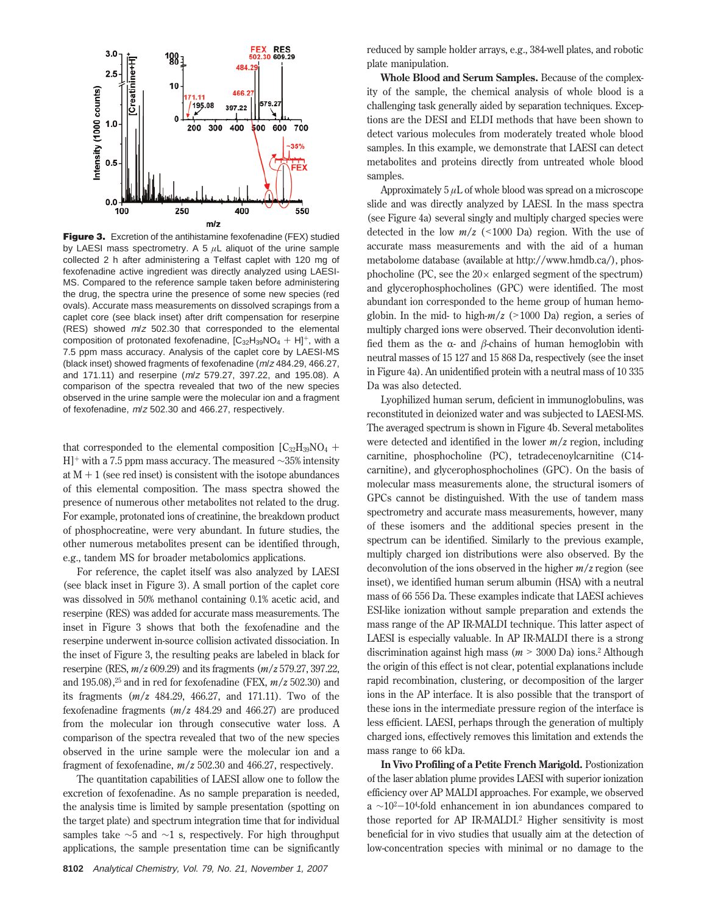**Figure 3.** Excretion of the antihistamine fexofenadine (FEX) studied by LAESI mass spectrometry. A 5 $\mu$L aliquot of the urine sample collected 2 h after administering a Telfast caplet with 120 mg of fexofenadine active ingredient was directly analyzed using LAESI-MS. Compared to the reference sample taken before administering the drug, the spectra urine the presence of some new species (red ovals). Accurate mass measurements on dissolved scrapings from a caplet core (see black inset) after drift compensation for reserpine (RES) showed *m*/*z* 502.30 that corresponded to the elemental composition of protonated fexofenadine, $[C_{32}H_{39}NO_4 + H]^+$, with a 7.5 ppm mass accuracy. Analysis of the caplet core by LAESI-MS (black inset) showed fragments of fexofenadine (*m*/*z* 484.29, 466.27, and 171.11) and reserpine (*m*/*z* 579.27, 397.22, and 195.08). A comparison of the spectra revealed that two of the new species observed in the urine sample were the molecular ion and a fragment of fexofenadine, *m*/*z* 502.30 and 466.27, respectively.

that corresponded to the elemental composition $[C_{32}H_{39}NO_4 + H]^+$ with a 7.5 ppm mass accuracy. The measured ~35% intensity at M + 1 (see red inset) is consistent with the isotope abundances of this elemental composition. The mass spectra showed the presence of numerous other metabolites not related to the drug. For example, protonated ions of creatinine, the breakdown product of phosphocreatine, were very abundant. In future studies, the other numerous metabolites present can be identified through, e.g., tandem MS for broader metabolomics applications.

For reference, the caplet itself was also analyzed by LAESI (see black inset in Figure 3). A small portion of the caplet core was dissolved in 50% methanol containing 0.1% acetic acid, and reserpine (RES) was added for accurate mass measurements. The inset in Figure 3 shows that both the fexofenadine and the reserpine underwent in-source collision activated dissociation. In the inset of Figure 3, the resulting peaks are labeled in black for reserpine (RES, *m*/*z* 609.29) and its fragments (*m*/*z* 579.27, 397.22, and 195.08),[25] and in red for fexofenadine (FEX, *m*/*z* 502.30) and its fragments (*m*/*z* 484.29, 466.27, and 171.11). Two of the fexofenadine fragments (*m*/*z* 484.29 and 466.27) are produced from the molecular ion through consecutive water loss. A comparison of the spectra revealed that two of the new species observed in the urine sample were the molecular ion and a fragment of fexofenadine, *m*/*z* 502.30 and 466.27, respectively.

The quantitation capabilities of LAESI allow one to follow the excretion of fexofenadine. As no sample preparation is needed, the analysis time is limited by sample presentation (spotting on the target plate) and spectrum integration time that for individual samples take ~5 and ~1 s, respectively. For high throughput applications, the sample presentation time can be significantly reduced by sample holder arrays, e.g., 384-well plates, and robotic plate manipulation.

**Whole Blood and Serum Samples.** Because of the complexity of the sample, the chemical analysis of whole blood is a challenging task generally aided by separation techniques. Exceptions are the DESI and ELDI methods that have been shown to detect various molecules from moderately treated whole blood samples. In this example, we demonstrate that LAESI can detect metabolites and proteins directly from untreated whole blood samples.

Approximately 5 $\mu$L of whole blood was spread on a microscope slide and was directly analyzed by LAESI. In the mass spectra (see Figure 4a) several singly and multiply charged species were detected in the low *m*/*z* (<1000 Da) region. With the use of accurate mass measurements and with the aid of a human metabolome database (available at http://www.hmdb.ca/), phosphocholine (PC, see the 20× enlarged segment of the spectrum) and glycerophosphocholines (GPC) were identified. The most abundant ion corresponded to the heme group of human hemoglobin. In the mid- to high-*m*/*z* (>1000 Da) region, a series of multiply charged ions were observed. Their deconvolution identified them as the $\alpha$- and $\beta$-chains of human hemoglobin with neutral masses of 15 127 and 15 868 Da, respectively (see the inset in Figure 4a). An unidentified protein with a neutral mass of 10 335 Da was also detected.

Lyophilized human serum, deficient in immunoglobulins, was reconstituted in deionized water and was subjected to LAESI-MS. The averaged spectrum is shown in Figure 4b. Several metabolites were detected and identified in the lower *m*/*z* region, including carnitine, phosphocholine (PC), tetradecenoylcarnitine (C14-carnitine), and glycerophosphocholines (GPC). On the basis of molecular mass measurements alone, the structural isomers of GPCs cannot be distinguished. With the use of tandem mass spectrometry and accurate mass measurements, however, many of these isomers and the additional species present in the spectrum can be identified. Similarly to the previous example, multiply charged ion distributions were also observed. By the deconvolution of the ions observed in the higher *m*/*z* region (see inset), we identified human serum albumin (HSA) with a neutral mass of 66 556 Da. These examples indicate that LAESI achieves ESI-like ionization without sample preparation and extends the mass range of the AP IR-MALDI technique. This latter aspect of LAESI is especially valuable. In AP IR-MALDI there is a strong discrimination against high mass ($m$ > 3000 Da) ions.[2] Although the origin of this effect is not clear, potential explanations include rapid recombination, clustering, or decomposition of the larger ions in the AP interface. It is also possible that the transport of these ions in the intermediate pressure region of the interface is less efficient. LAESI, perhaps through the generation of multiply charged ions, effectively removes this limitation and extends the mass range to 66 kDa.

**In Vivo Profiling of a Petite French Marigold.** Postionization of the laser ablation plume provides LAESI with superior ionization efficiency over AP MALDI approaches. For example, we observed a ~$10^2$−$10^4$-fold enhancement in ion abundances compared to those reported for AP IR-MALDI.[2] Higher sensitivity is most beneficial for in vivo studies that usually aim at the detection of low-concentration species with minimal or no damage to the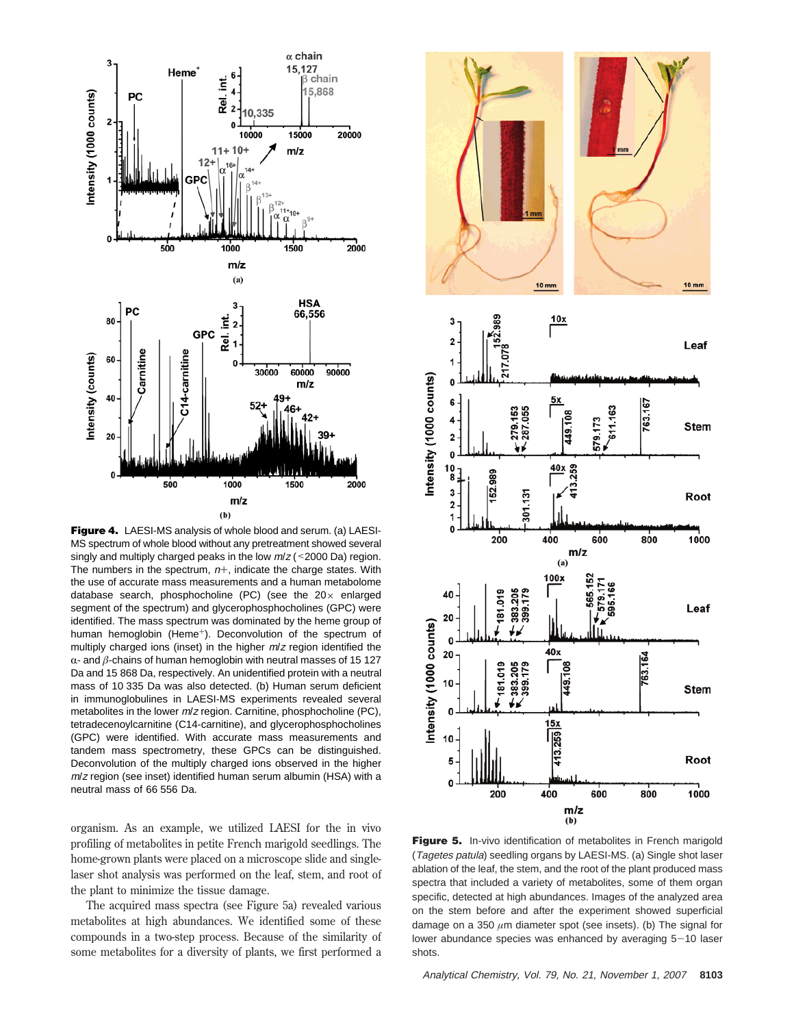**Figure 4.** LAESI-MS analysis of whole blood and serum. (a) LAESI-MS spectrum of whole blood without any pretreatment showed several singly and multiply charged peaks in the low $m/z$ (<2000 Da) region. The numbers in the spectrum, $n+$, indicate the charge states. With the use of accurate mass measurements and a human metabolome database search, phosphocholine (PC) (see the 20× enlarged segment of the spectrum) and glycerophosphocholines (GPC) were identified. The mass spectrum was dominated by the heme group of human hemoglobin (Heme$^+$). Deconvolution of the spectrum of multiply charged ions (inset) in the higher $m/z$ region identified the $\alpha$- and $\beta$-chains of human hemoglobin with neutral masses of 15 127 Da and 15 868 Da, respectively. An unidentified protein with a neutral mass of 10 335 Da was also detected. (b) Human serum deficient in immunoglobulines in LAESI-MS experiments revealed several metabolites in the lower $m/z$ region. Carnitine, phosphocholine (PC), tetradecenoylcarnitine (C14-carnitine), and glycerophosphocholines (GPC) were identified. With accurate mass measurements and tandem mass spectrometry, these GPCs can be distinguished. Deconvolution of the multiply charged ions observed in the higher $m/z$ region (see inset) identified human serum albumin (HSA) with a neutral mass of 66 556 Da.

organism. As an example, we utilized LAESI for the in vivo profiling of metabolites in petite French marigold seedlings. The home-grown plants were placed on a microscope slide and single-laser shot analysis was performed on the leaf, stem, and root of the plant to minimize the tissue damage.

The acquired mass spectra (see Figure 5a) revealed various metabolites at high abundances. We identified some of these compounds in a two-step process. Because of the similarity of some metabolites for a diversity of plants, we first performed a

**Figure 5.** In-vivo identification of metabolites in French marigold (*Tagetes patula*) seedling organs by LAESI-MS. (a) Single shot laser ablation of the leaf, the stem, and the root of the plant produced mass spectra that included a variety of metabolites, some of them organ specific, detected at high abundances. Images of the analyzed area on the stem before and after the experiment showed superficial damage on a 350 $\mu$m diameter spot (see insets). (b) The signal for lower abundance species was enhanced by averaging 5−10 laser shots.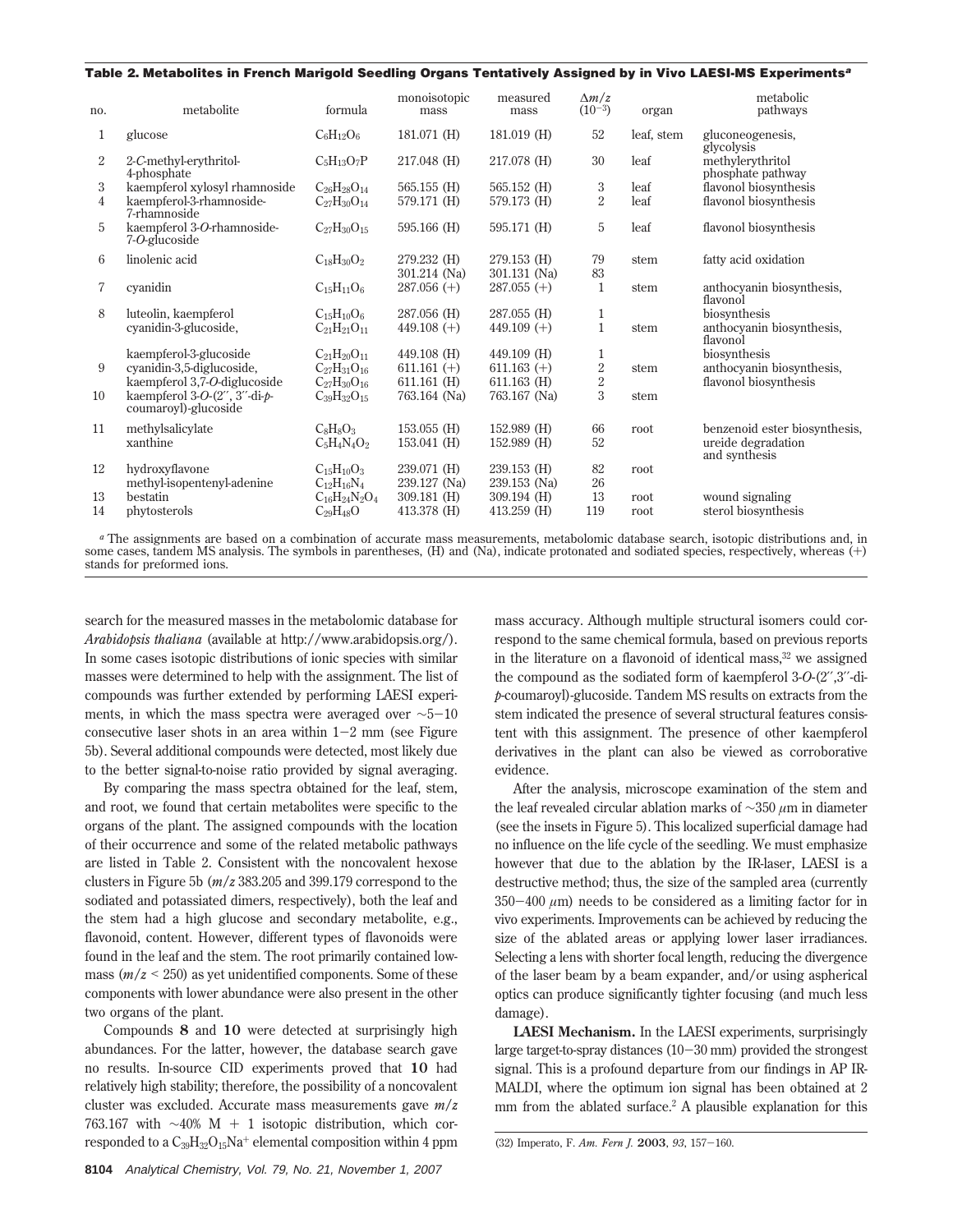**Table 2. Metabolites in French Marigold Seedling Organs Tentatively Assigned by in Vivo LAESI-MS Experiments[a]**

| no. | metabolite | formula | monoisotopic mass | measured mass | $\Delta m/z$ $(10^{-3})$ | organ | metabolic pathways |
|---|---|---|---|---|---|---|---|
| 1 | glucose | $C_6H_{12}O_6$ | 181.071 (H) | 181.019 (H) | 52 | leaf, stem | gluconeogenesis, glycolysis |
| 2 | 2-*C*-methyl-erythritol-4-phosphate | $C_5H_{13}O_7P$ | 217.048 (H) | 217.078 (H) | 30 | leaf | methylerythritol phosphate pathway |
| 3 | kaempferol xylosyl rhamnoside | $C_{26}H_{28}O_{14}$ | 565.155 (H) | 565.152 (H) | 3 | leaf | flavonol biosynthesis |
| 4 | kaempferol-3-rhamnoside-7-rhamnoside | $C_{27}H_{30}O_{14}$ | 579.171 (H) | 579.173 (H) | 2 | leaf | flavonol biosynthesis |
| 5 | kaempferol 3-*O*-rhamnoside-7-*O*-glucoside | $C_{27}H_{30}O_{15}$ | 595.166 (H) | 595.171 (H) | 5 | leaf | flavonol biosynthesis |
| 6 | linolenic acid | $C_{18}H_{30}O_2$ | 279.232 (H) 301.214 (Na) | 279.153 (H) 301.131 (Na) | 79 83 | stem | fatty acid oxidation |
| 7 | cyanidin | $C_{15}H_{11}O_6$ | 287.056 (+) | 287.055 (+) | 1 | stem | anthocyanin biosynthesis, flavonol |
| 8 | luteolin, kaempferol | $C_{15}H_{10}O_6$ | 287.056 (H) | 287.055 (H) | 1 | | biosynthesis |
| | cyanidin-3-glucoside, | $C_{21}H_{21}O_{11}$ | 449.108 (+) | 449.109 (+) | 1 | stem | anthocyanin biosynthesis, flavonol |
| | kaempferol-3-glucoside | $C_{21}H_{20}O_{11}$ | 449.108 (H) | 449.109 (H) | 1 | | biosynthesis |
| 9 | cyanidin-3,5-diglucoside, | $C_{27}H_{31}O_{16}$ | 611.161 (+) | 611.163 (+) | 2 | stem | anthocyanin biosynthesis, |
| | kaempferol 3,7-*O*-diglucoside | $C_{27}H_{30}O_{16}$ | 611.161 (H) | 611.163 (H) | 2 | | flavonol biosynthesis |
| 10 | kaempferol 3-*O*-(2″, 3″-di-*p*-coumaroyl)-glucoside | $C_{39}H_{32}O_{15}$ | 763.164 (Na) | 763.167 (Na) | 3 | stem | |
| 11 | methylsalicylate | $C_8H_8O_3$ | 153.055 (H) | 152.989 (H) | 66 | root | benzenoid ester biosynthesis, |
| | xanthine | $C_5H_4N_4O_2$ | 153.041 (H) | 152.989 (H) | 52 | | ureide degradation and synthesis |
| 12 | hydroxyflavone | $C_{15}H_{10}O_3$ | 239.071 (H) | 239.153 (H) | 82 | root | |
| | methyl-isopentenyl-adenine | $C_{12}H_{16}N_4$ | 239.127 (Na) | 239.153 (Na) | 26 | | |
| 13 | bestatin | $C_{16}H_{24}N_2O_4$ | 309.181 (H) | 309.194 (H) | 13 | root | wound signaling |
| 14 | phytosterols | $C_{29}H_{48}O$ | 413.378 (H) | 413.259 (H) | 119 | root | sterol biosynthesis |

[a] The assignments are based on a combination of accurate mass measurements, metabolomic database search, isotopic distributions and, in some cases, tandem MS analysis. The symbols in parentheses, (H) and (Na), indicate protonated and sodiated species, respectively, whereas (+) stands for preformed ions.

search for the measured masses in the metabolomic database for *Arabidopsis thaliana* (available at http://www.arabidopsis.org/). In some cases isotopic distributions of ionic species with similar masses were determined to help with the assignment. The list of compounds was further extended by performing LAESI experiments, in which the mass spectra were averaged over ~5−10 consecutive laser shots in an area within 1−2 mm (see Figure 5b). Several additional compounds were detected, most likely due to the better signal-to-noise ratio provided by signal averaging.

By comparing the mass spectra obtained for the leaf, stem, and root, we found that certain metabolites were specific to the organs of the plant. The assigned compounds with the location of their occurrence and some of the related metabolic pathways are listed in Table 2. Consistent with the noncovalent hexose clusters in Figure 5b ($m/z$ 383.205 and 399.179 correspond to the sodiated and potassiated dimers, respectively), both the leaf and the stem had a high glucose and secondary metabolite, e.g., flavonoid, content. However, different types of flavonoids were found in the leaf and the stem. The root primarily contained low-mass ($m/z$ < 250) as yet unidentified components. Some of these components with lower abundance were also present in the other two organs of the plant.

Compounds **8** and **10** were detected at surprisingly high abundances. For the latter, however, the database search gave no results. In-source CID experiments proved that **10** had relatively high stability; therefore, the possibility of a noncovalent cluster was excluded. Accurate mass measurements gave $m/z$ 763.167 with ~40% M + 1 isotopic distribution, which corresponded to a $C_{39}H_{32}O_{15}Na^+$ elemental composition within 4 ppm mass accuracy. Although multiple structural isomers could correspond to the same chemical formula, based on previous reports in the literature on a flavonoid of identical mass,[32] we assigned the compound as the sodiated form of kaempferol 3-*O*-(2″,3″-di-*p*-coumaroyl)-glucoside. Tandem MS results on extracts from the stem indicated the presence of several structural features consistent with this assignment. The presence of other kaempferol derivatives in the plant can also be viewed as corroborative evidence.

After the analysis, microscope examination of the stem and the leaf revealed circular ablation marks of ~350 μm in diameter (see the insets in Figure 5). This localized superficial damage had no influence on the life cycle of the seedling. We must emphasize however that due to the ablation by the IR-laser, LAESI is a destructive method; thus, the size of the sampled area (currently 350−400 μm) needs to be considered as a limiting factor for in vivo experiments. Improvements can be achieved by reducing the size of the ablated areas or applying lower laser irradiances. Selecting a lens with shorter focal length, reducing the divergence of the laser beam by a beam expander, and/or using aspherical optics can produce significantly tighter focusing (and much less damage).

**LAESI Mechanism.** In the LAESI experiments, surprisingly large target-to-spray distances (10−30 mm) provided the strongest signal. This is a profound departure from our findings in AP IR-MALDI, where the optimum ion signal has been obtained at 2 mm from the ablated surface.[2] A plausible explanation for this

(32) Imperato, F. *Am. Fern J.* **2003**, *93*, 157−160.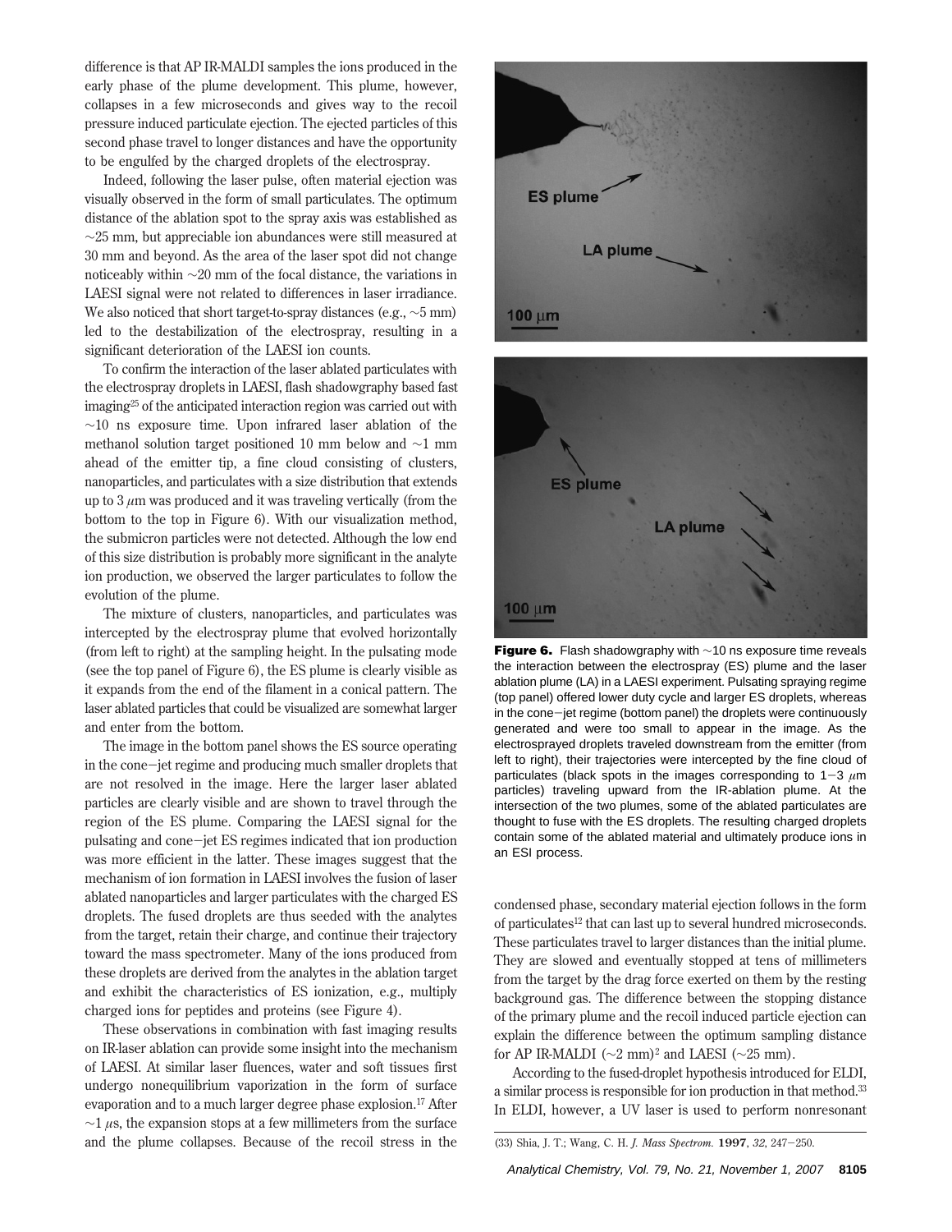difference is that AP IR-MALDI samples the ions produced in the early phase of the plume development. This plume, however, collapses in a few microseconds and gives way to the recoil pressure induced particulate ejection. The ejected particles of this second phase travel to longer distances and have the opportunity to be engulfed by the charged droplets of the electrospray.

Indeed, following the laser pulse, often material ejection was visually observed in the form of small particulates. The optimum distance of the ablation spot to the spray axis was established as ~25 mm, but appreciable ion abundances were still measured at 30 mm and beyond. As the area of the laser spot did not change noticeably within ~20 mm of the focal distance, the variations in LAESI signal were not related to differences in laser irradiance. We also noticed that short target-to-spray distances (e.g., ~5 mm) led to the destabilization of the electrospray, resulting in a significant deterioration of the LAESI ion counts.

To confirm the interaction of the laser ablated particulates with the electrospray droplets in LAESI, flash shadowgraphy based fast imaging[25] of the anticipated interaction region was carried out with ~10 ns exposure time. Upon infrared laser ablation of the methanol solution target positioned 10 mm below and ~1 mm ahead of the emitter tip, a fine cloud consisting of clusters, nanoparticles, and particulates with a size distribution that extends up to 3 $\mu$m was produced and it was traveling vertically (from the bottom to the top in Figure 6). With our visualization method, the submicron particles were not detected. Although the low end of this size distribution is probably more significant in the analyte ion production, we observed the larger particulates to follow the evolution of the plume.

The mixture of clusters, nanoparticles, and particulates was intercepted by the electrospray plume that evolved horizontally (from left to right) at the sampling height. In the pulsating mode (see the top panel of Figure 6), the ES plume is clearly visible as it expands from the end of the filament in a conical pattern. The laser ablated particles that could be visualized are somewhat larger and enter from the bottom.

The image in the bottom panel shows the ES source operating in the cone–jet regime and producing much smaller droplets that are not resolved in the image. Here the larger laser ablated particles are clearly visible and are shown to travel through the region of the ES plume. Comparing the LAESI signal for the pulsating and cone–jet ES regimes indicated that ion production was more efficient in the latter. These images suggest that the mechanism of ion formation in LAESI involves the fusion of laser ablated nanoparticles and larger particulates with the charged ES droplets. The fused droplets are thus seeded with the analytes from the target, retain their charge, and continue their trajectory toward the mass spectrometer. Many of the ions produced from these droplets are derived from the analytes in the ablation target and exhibit the characteristics of ES ionization, e.g., multiply charged ions for peptides and proteins (see Figure 4).

These observations in combination with fast imaging results on IR-laser ablation can provide some insight into the mechanism of LAESI. At similar laser fluences, water and soft tissues first undergo nonequilibrium vaporization in the form of surface evaporation and to a much larger degree phase explosion.[17] After ~1 $\mu$s, the expansion stops at a few millimeters from the surface and the plume collapses. Because of the recoil stress in the condensed phase, secondary material ejection follows in the form of particulates[12] that can last up to several hundred microseconds. These particulates travel to larger distances than the initial plume. They are slowed and eventually stopped at tens of millimeters from the target by the drag force exerted on them by the resting background gas. The difference between the stopping distance of the primary plume and the recoil induced particle ejection can explain the difference between the optimum sampling distance for AP IR-MALDI (~2 mm)[2] and LAESI (~25 mm).

According to the fused-droplet hypothesis introduced for ELDI, a similar process is responsible for ion production in that method.[33] In ELDI, however, a UV laser is used to perform nonresonant

ES plume

LA plume

100 $\mu$m

ES plume

LA plume

100 $\mu$m

**Figure 6.** Flash shadowgraphy with ~10 ns exposure time reveals the interaction between the electrospray (ES) plume and the laser ablation plume (LA) in a LAESI experiment. Pulsating spraying regime (top panel) offered lower duty cycle and larger ES droplets, whereas in the cone–jet regime (bottom panel) the droplets were continuously generated and were too small to appear in the image. As the electrosprayed droplets traveled downstream from the emitter (from left to right), their trajectories were intercepted by the fine cloud of particulates (black spots in the images corresponding to 1–3 $\mu$m particles) traveling upward from the IR-ablation plume. At the intersection of the two plumes, some of the ablated particulates are thought to fuse with the ES droplets. The resulting charged droplets contain some of the ablated material and ultimately produce ions in an ESI process.

(33) Shia, J. T.; Wang, C. H. *J. Mass Spectrom.* **1997**, *32*, 247–250.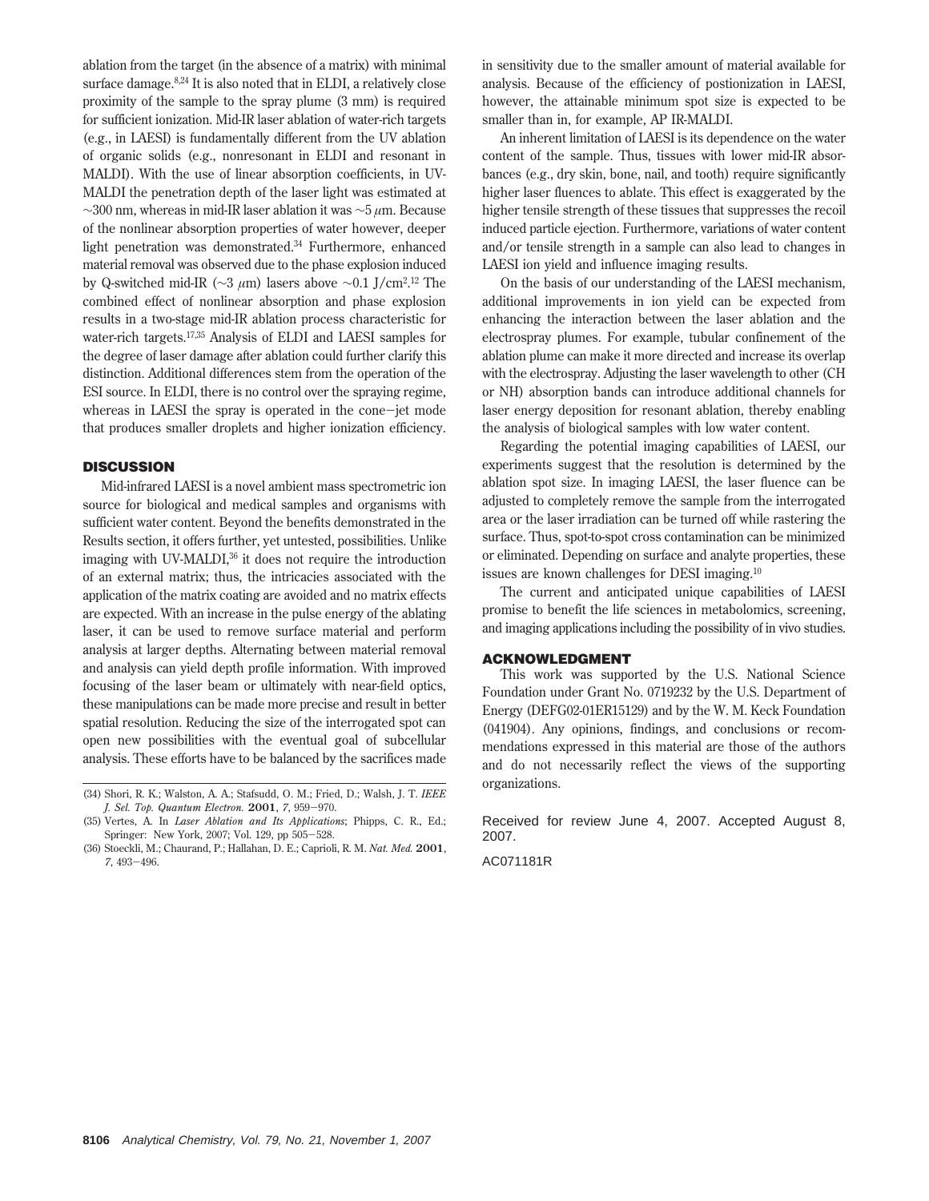ablation from the target (in the absence of a matrix) with minimal surface damage.[8,24] It is also noted that in ELDI, a relatively close proximity of the sample to the spray plume (3 mm) is required for sufficient ionization. Mid-IR laser ablation of water-rich targets (e.g., in LAESI) is fundamentally different from the UV ablation of organic solids (e.g., nonresonant in ELDI and resonant in MALDI). With the use of linear absorption coefficients, in UV-MALDI the penetration depth of the laser light was estimated at ~300 nm, whereas in mid-IR laser ablation it was ~5 $\mu$m. Because of the nonlinear absorption properties of water however, deeper light penetration was demonstrated.[34] Furthermore, enhanced material removal was observed due to the phase explosion induced by Q-switched mid-IR (~3 $\mu$m) lasers above ~0.1 J/cm$^2$.[12] The combined effect of nonlinear absorption and phase explosion results in a two-stage mid-IR ablation process characteristic for water-rich targets.[17,35] Analysis of ELDI and LAESI samples for the degree of laser damage after ablation could further clarify this distinction. Additional differences stem from the operation of the ESI source. In ELDI, there is no control over the spraying regime, whereas in LAESI the spray is operated in the cone–jet mode that produces smaller droplets and higher ionization efficiency.

## DISCUSSION

Mid-infrared LAESI is a novel ambient mass spectrometric ion source for biological and medical samples and organisms with sufficient water content. Beyond the benefits demonstrated in the Results section, it offers further, yet untested, possibilities. Unlike imaging with UV-MALDI,[36] it does not require the introduction of an external matrix; thus, the intricacies associated with the application of the matrix coating are avoided and no matrix effects are expected. With an increase in the pulse energy of the ablating laser, it can be used to remove surface material and perform analysis at larger depths. Alternating between material removal and analysis can yield depth profile information. With improved focusing of the laser beam or ultimately with near-field optics, these manipulations can be made more precise and result in better spatial resolution. Reducing the size of the interrogated spot can open new possibilities with the eventual goal of subcellular analysis. These efforts have to be balanced by the sacrifices made in sensitivity due to the smaller amount of material available for analysis. Because of the efficiency of postionization in LAESI, however, the attainable minimum spot size is expected to be smaller than in, for example, AP IR-MALDI.

An inherent limitation of LAESI is its dependence on the water content of the sample. Thus, tissues with lower mid-IR absorbances (e.g., dry skin, bone, nail, and tooth) require significantly higher laser fluences to ablate. This effect is exaggerated by the higher tensile strength of these tissues that suppresses the recoil induced particle ejection. Furthermore, variations of water content and/or tensile strength in a sample can also lead to changes in LAESI ion yield and influence imaging results.

On the basis of our understanding of the LAESI mechanism, additional improvements in ion yield can be expected from enhancing the interaction between the laser ablation and the electrospray plumes. For example, tubular confinement of the ablation plume can make it more directed and increase its overlap with the electrospray. Adjusting the laser wavelength to other (CH or NH) absorption bands can introduce additional channels for laser energy deposition for resonant ablation, thereby enabling the analysis of biological samples with low water content.

Regarding the potential imaging capabilities of LAESI, our experiments suggest that the resolution is determined by the ablation spot size. In imaging LAESI, the laser fluence can be adjusted to completely remove the sample from the interrogated area or the laser irradiation can be turned off while rastering the surface. Thus, spot-to-spot cross contamination can be minimized or eliminated. Depending on surface and analyte properties, these issues are known challenges for DESI imaging.[10]

The current and anticipated unique capabilities of LAESI promise to benefit the life sciences in metabolomics, screening, and imaging applications including the possibility of in vivo studies.

## ACKNOWLEDGMENT

This work was supported by the U.S. National Science Foundation under Grant No. 0719232 by the U.S. Department of Energy (DEFG02-01ER15129) and by the W. M. Keck Foundation (041904). Any opinions, findings, and conclusions or recommendations expressed in this material are those of the authors and do not necessarily reflect the views of the supporting organizations.

Received for review June 4, 2007. Accepted August 8, 2007.

AC071181R

(34) Shori, R. K.; Walston, A. A.; Stafsudd, O. M.; Fried, D.; Walsh, J. T. *IEEE J. Sel. Top. Quantum Electron.* **2001**, *7*, 959–970.

(35) Vertes, A. In *Laser Ablation and Its Applications*; Phipps, C. R., Ed.; Springer: New York, 2007; Vol. 129, pp 505–528.

(36) Stoeckli, M.; Chaurand, P.; Hallahan, D. E.; Caprioli, R. M. *Nat. Med.* **2001**, *7*, 493–496.